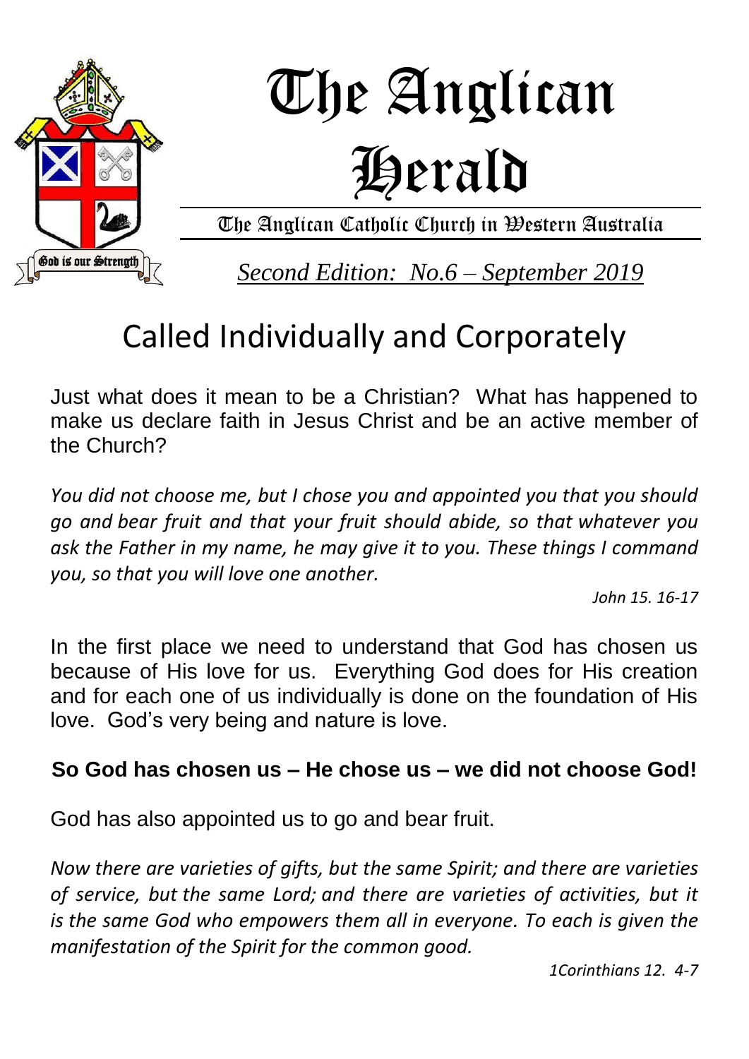# The Anglican Herald

The Anglican Catholic Church in Western Australia

*Second Edition: No.6 – September 2019*

## Called Individually and Corporately

Just what does it mean to be a Christian? What has happened to make us declare faith in Jesus Christ and be an active member of the Church?

*You did not choose me, but I chose you and appointed you that you should go and bear fruit and that your fruit should abide, so that whatever you ask the Father in my name, he may give it to you. These things I command you, so that you will love one another.*

*John 15. 16-17*

In the first place we need to understand that God has chosen us because of His love for us. Everything God does for His creation and for each one of us individually is done on the foundation of His love. God's very being and nature is love.

**So God has chosen us – He chose us – we did not choose God!**

God has also appointed us to go and bear fruit.

*Now there are varieties of gifts, but the same Spirit; and there are varieties of service, but the same Lord; and there are varieties of activities, but it is the same God who empowers them all in everyone. To each is given the manifestation of the Spirit for the common good.*

*1Corinthians 12. 4-7*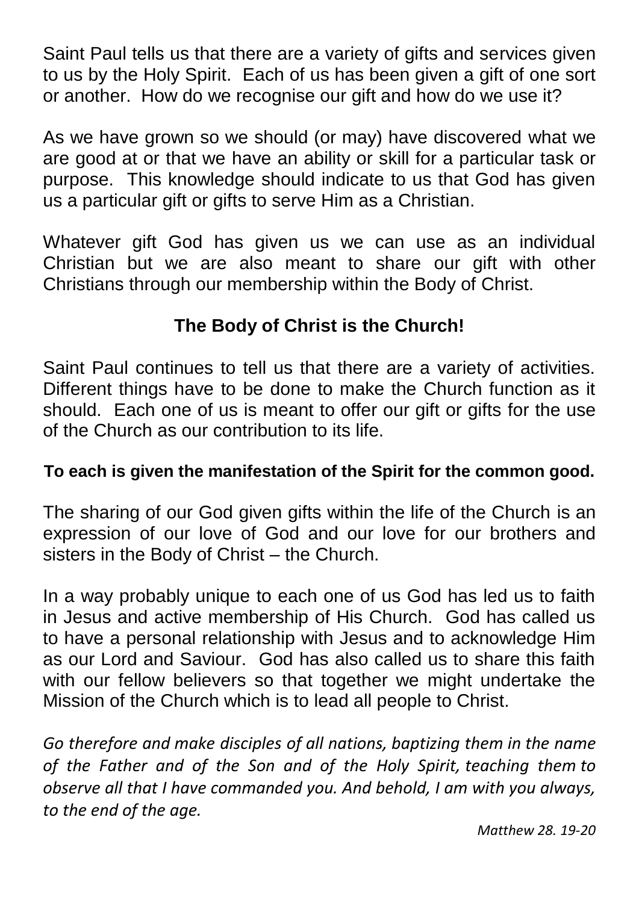Saint Paul tells us that there are a variety of gifts and services given to us by the Holy Spirit. Each of us has been given a gift of one sort or another. How do we recognise our gift and how do we use it?

As we have grown so we should (or may) have discovered what we are good at or that we have an ability or skill for a particular task or purpose. This knowledge should indicate to us that God has given us a particular gift or gifts to serve Him as a Christian.

Whatever gift God has given us we can use as an individual Christian but we are also meant to share our gift with other Christians through our membership within the Body of Christ.

**The Body of Christ is the Church!**

Saint Paul continues to tell us that there are a variety of activities. Different things have to be done to make the Church function as it should. Each one of us is meant to offer our gift or gifts for the use of the Church as our contribution to its life.

**To each is given the manifestation of the Spirit for the common good.**

The sharing of our God given gifts within the life of the Church is an expression of our love of God and our love for our brothers and sisters in the Body of Christ – the Church.

In a way probably unique to each one of us God has led us to faith in Jesus and active membership of His Church. God has called us to have a personal relationship with Jesus and to acknowledge Him as our Lord and Saviour. God has also called us to share this faith with our fellow believers so that together we might undertake the Mission of the Church which is to lead all people to Christ.

*Go therefore and make disciples of all nations, baptizing them in the name of the Father and of the Son and of the Holy Spirit, teaching them to observe all that I have commanded you. And behold, I am with you always, to the end of the age.*

*Matthew 28. 19-20*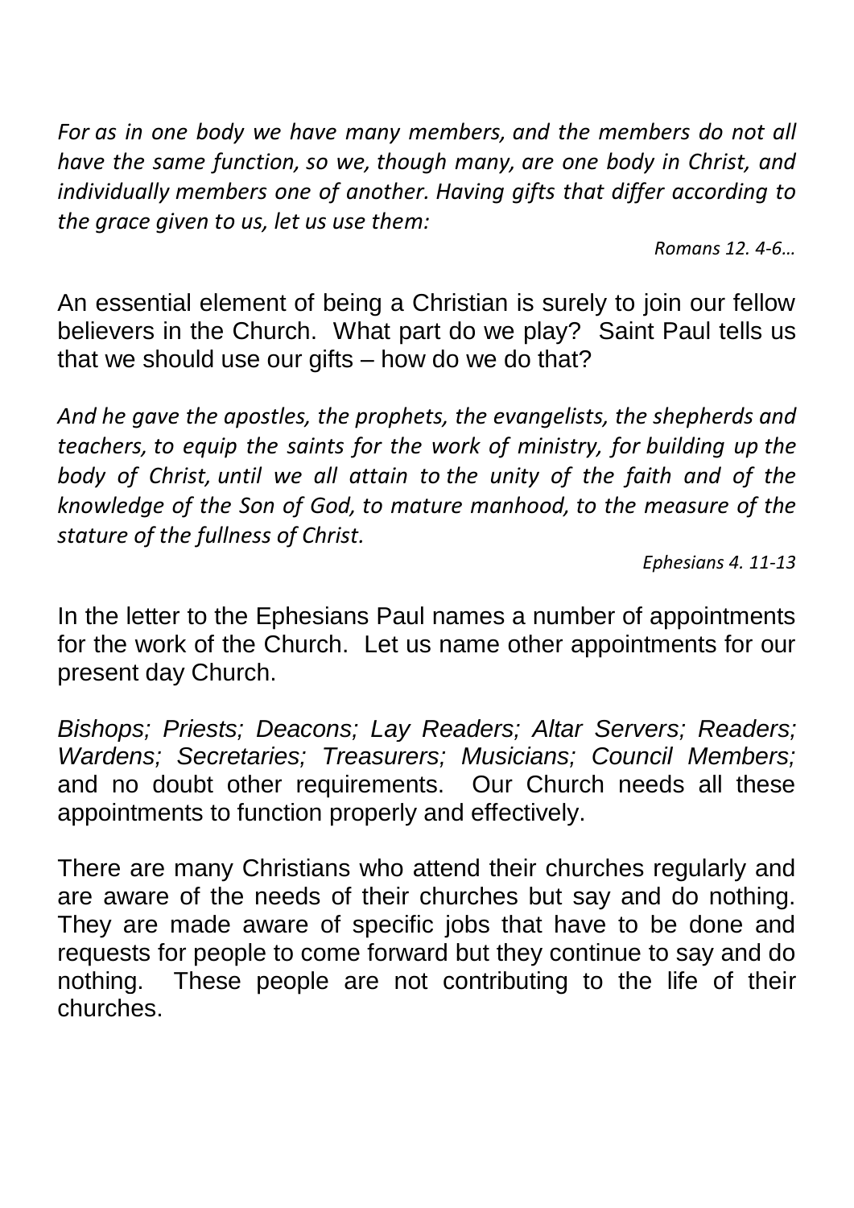*For as in one body we have many members, and the members do not all have the same function, so we, though many, are one body in Christ, and individually members one of another. Having gifts that differ according to the grace given to us, let us use them:*

*Romans 12. 4-6…*

An essential element of being a Christian is surely to join our fellow believers in the Church. What part do we play? Saint Paul tells us that we should use our gifts – how do we do that?

*And he gave the apostles, the prophets, the evangelists, the shepherds and teachers, to equip the saints for the work of ministry, for building up the body of Christ, until we all attain to the unity of the faith and of the knowledge of the Son of God, to mature manhood, to the measure of the stature of the fullness of Christ.*

*Ephesians 4. 11-13*

In the letter to the Ephesians Paul names a number of appointments for the work of the Church. Let us name other appointments for our present day Church.

*Bishops; Priests; Deacons; Lay Readers; Altar Servers; Readers; Wardens; Secretaries; Treasurers; Musicians; Council Members;* and no doubt other requirements. Our Church needs all these appointments to function properly and effectively.

There are many Christians who attend their churches regularly and are aware of the needs of their churches but say and do nothing. They are made aware of specific jobs that have to be done and requests for people to come forward but they continue to say and do nothing. These people are not contributing to the life of their churches.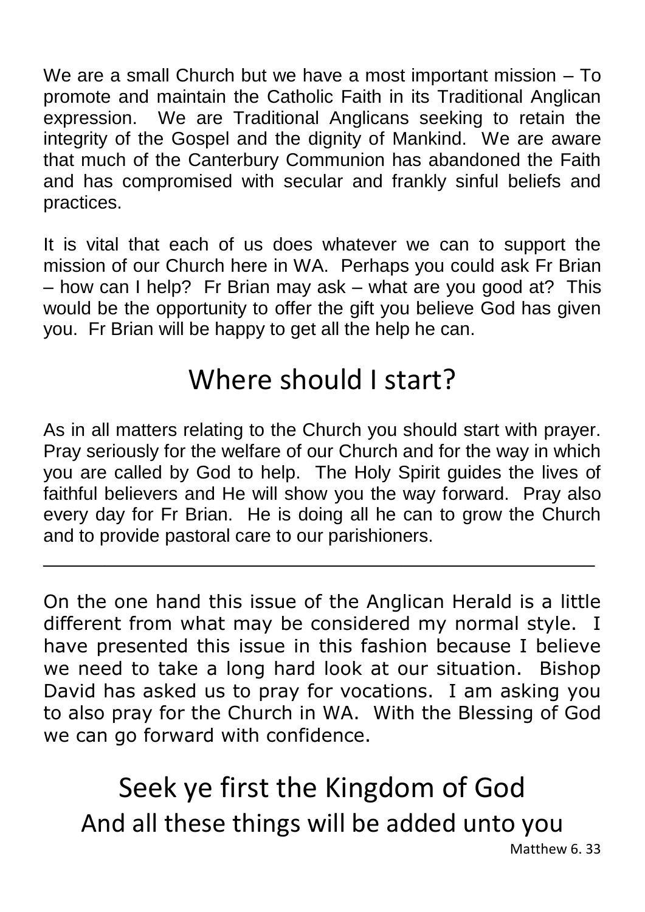We are a small Church but we have a most important mission – To promote and maintain the Catholic Faith in its Traditional Anglican expression. We are Traditional Anglicans seeking to retain the integrity of the Gospel and the dignity of Mankind. We are aware that much of the Canterbury Communion has abandoned the Faith and has compromised with secular and frankly sinful beliefs and practices.

It is vital that each of us does whatever we can to support the mission of our Church here in WA. Perhaps you could ask Fr Brian – how can I help? Fr Brian may ask – what are you good at? This would be the opportunity to offer the gift you believe God has given you. Fr Brian will be happy to get all the help he can.

## Where should I start?

As in all matters relating to the Church you should start with prayer. Pray seriously for the welfare of our Church and for the way in which you are called by God to help. The Holy Spirit guides the lives of faithful believers and He will show you the way forward. Pray also every day for Fr Brian. He is doing all he can to grow the Church and to provide pastoral care to our parishioners.

---

On the one hand this issue of the Anglican Herald is a little different from what may be considered my normal style. I have presented this issue in this fashion because I believe we need to take a long hard look at our situation. Bishop David has asked us to pray for vocations. I am asking you to also pray for the Church in WA. With the Blessing of God we can go forward with confidence.

## Seek ye first the Kingdom of God
### And all these things will be added unto you

Matthew 6. 33